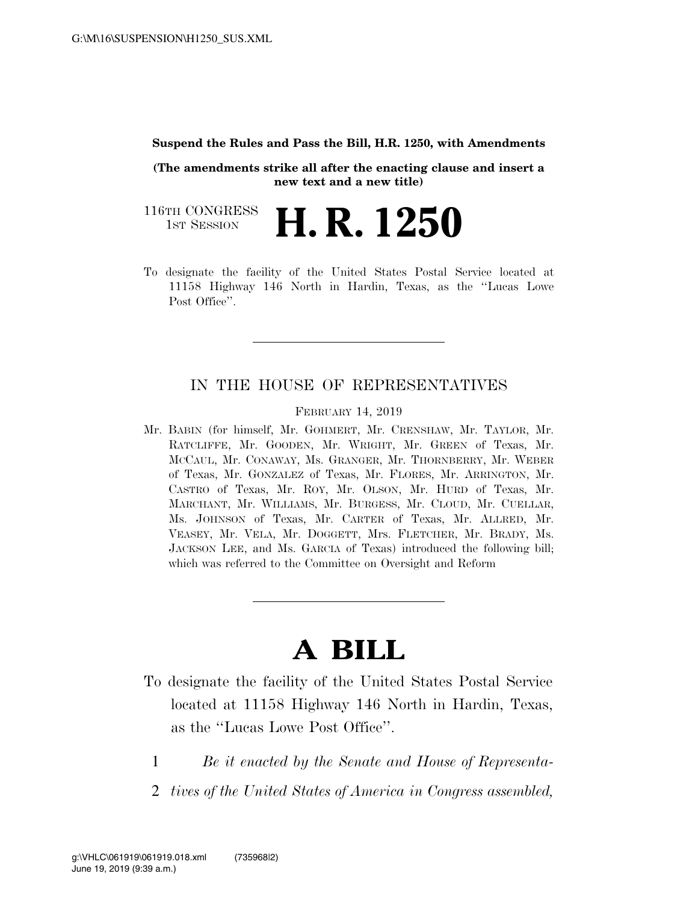**Suspend the Rules and Pass the Bill, H.R. 1250, with Amendments**

**(The amendments strike all after the enacting clause and insert a new text and a new title)**

116TH CONGRESS
1ST SESSION

# H. R. 1250

To designate the facility of the United States Postal Service located at 11158 Highway 146 North in Hardin, Texas, as the ''Lucas Lowe Post Office''.

---

IN THE HOUSE OF REPRESENTATIVES

FEBRUARY 14, 2019

Mr. BABIN (for himself, Mr. GOHMERT, Mr. CRENSHAW, Mr. TAYLOR, Mr. RATCLIFFE, Mr. GOODEN, Mr. WRIGHT, Mr. GREEN of Texas, Mr. MCCAUL, Mr. CONAWAY, Ms. GRANGER, Mr. THORNBERRY, Mr. WEBER of Texas, Mr. GONZALEZ of Texas, Mr. FLORES, Mr. ARRINGTON, Mr. CASTRO of Texas, Mr. ROY, Mr. OLSON, Mr. HURD of Texas, Mr. MARCHANT, Mr. WILLIAMS, Mr. BURGESS, Mr. CLOUD, Mr. CUELLAR, Ms. JOHNSON of Texas, Mr. CARTER of Texas, Mr. ALLRED, Mr. VEASEY, Mr. VELA, Mr. DOGGETT, Mrs. FLETCHER, Mr. BRADY, Ms. JACKSON LEE, and Ms. GARCIA of Texas) introduced the following bill; which was referred to the Committee on Oversight and Reform

---

# A BILL

To designate the facility of the United States Postal Service located at 11158 Highway 146 North in Hardin, Texas, as the ''Lucas Lowe Post Office''.

1 *Be it enacted by the Senate and House of Representa-*
2 *tives of the United States of America in Congress assembled,*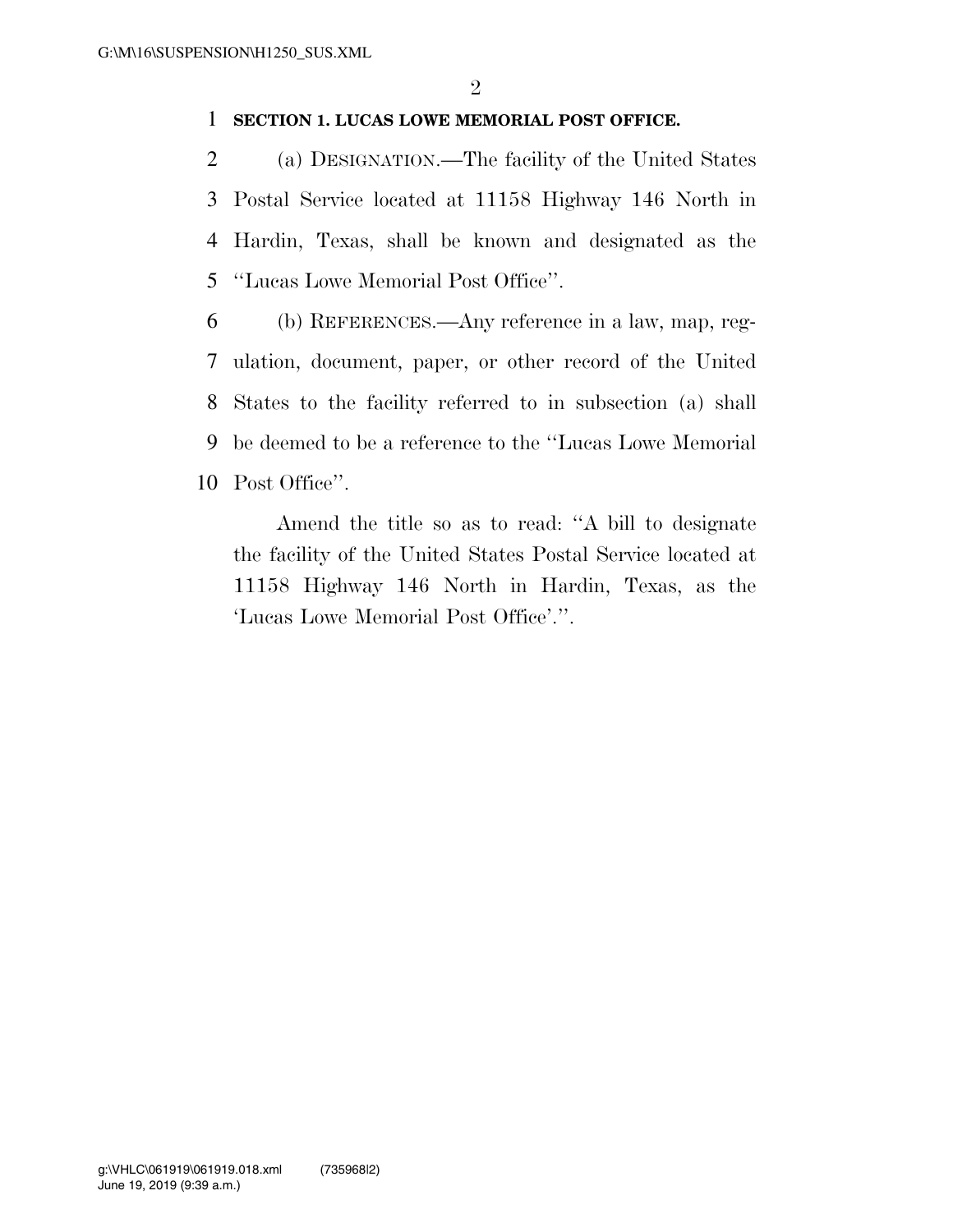**SECTION 1. LUCAS LOWE MEMORIAL POST OFFICE.**

(a) DESIGNATION.—The facility of the United States Postal Service located at 11158 Highway 146 North in Hardin, Texas, shall be known and designated as the "Lucas Lowe Memorial Post Office".

(b) REFERENCES.—Any reference in a law, map, regulation, document, paper, or other record of the United States to the facility referred to in subsection (a) shall be deemed to be a reference to the "Lucas Lowe Memorial Post Office".

Amend the title so as to read: "A bill to designate the facility of the United States Postal Service located at 11158 Highway 146 North in Hardin, Texas, as the 'Lucas Lowe Memorial Post Office'.".